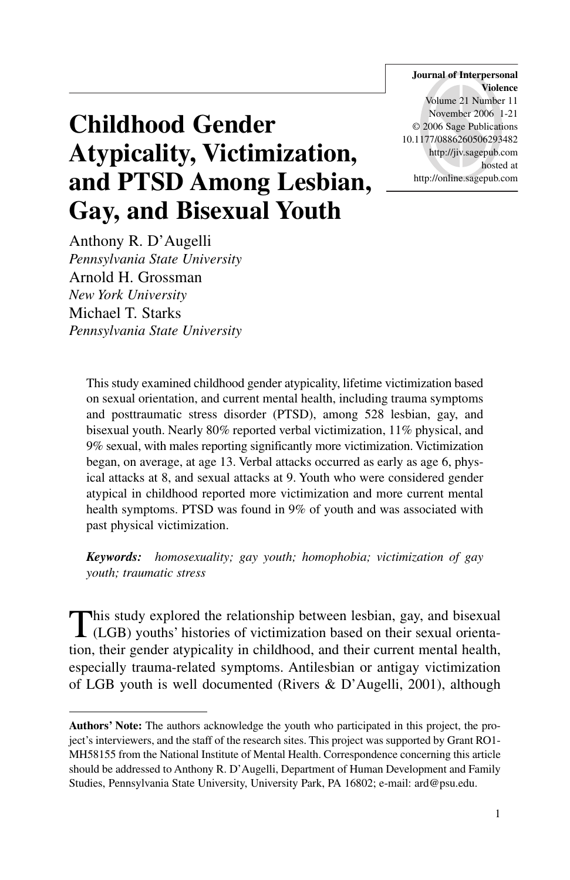# Childhood Gender Atypicality, Victimization, and PTSD Among Lesbian, Gay, and Bisexual Youth

Anthony R. D'Augelli
*Pennsylvania State University*
Arnold H. Grossman
*New York University*
Michael T. Starks
*Pennsylvania State University*

This study examined childhood gender atypicality, lifetime victimization based on sexual orientation, and current mental health, including trauma symptoms and posttraumatic stress disorder (PTSD), among 528 lesbian, gay, and bisexual youth. Nearly 80% reported verbal victimization, 11% physical, and 9% sexual, with males reporting significantly more victimization. Victimization began, on average, at age 13. Verbal attacks occurred as early as age 6, physical attacks at 8, and sexual attacks at 9. Youth who were considered gender atypical in childhood reported more victimization and more current mental health symptoms. PTSD was found in 9% of youth and was associated with past physical victimization.

***Keywords:*** *homosexuality; gay youth; homophobia; victimization of gay youth; traumatic stress*

This study explored the relationship between lesbian, gay, and bisexual (LGB) youths' histories of victimization based on their sexual orientation, their gender atypicality in childhood, and their current mental health, especially trauma-related symptoms. Antilesbian or antigay victimization of LGB youth is well documented (Rivers & D'Augelli, 2001), although

---

**Authors' Note:** The authors acknowledge the youth who participated in this project, the project's interviewers, and the staff of the research sites. This project was supported by Grant RO1-MH58155 from the National Institute of Mental Health. Correspondence concerning this article should be addressed to Anthony R. D'Augelli, Department of Human Development and Family Studies, Pennsylvania State University, University Park, PA 16802; e-mail: ard@psu.edu.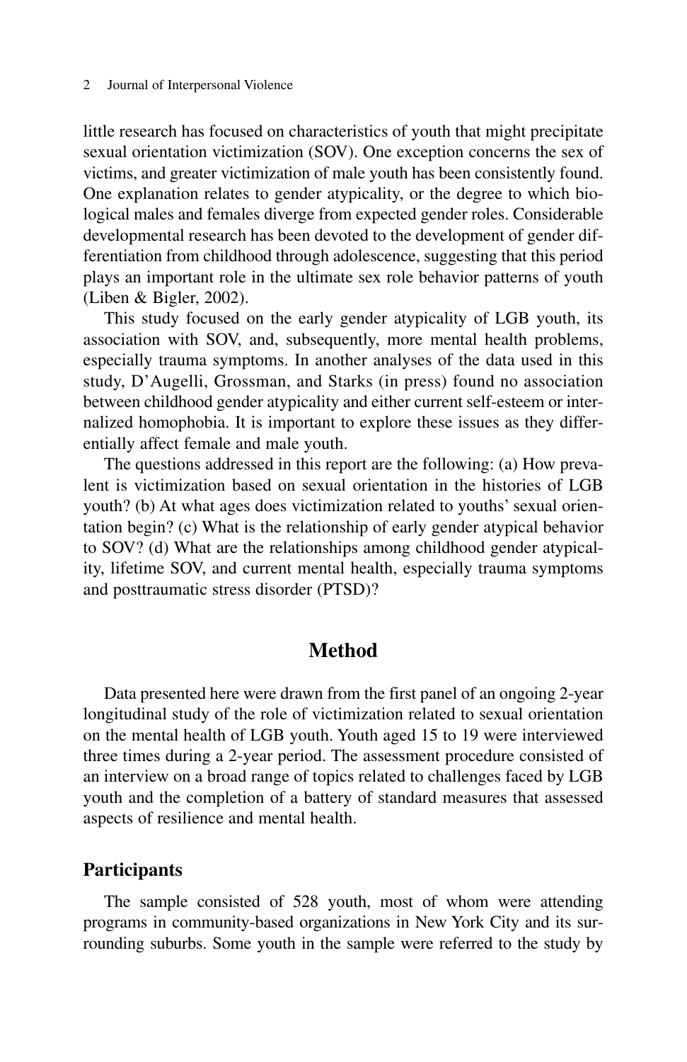little research has focused on characteristics of youth that might precipitate sexual orientation victimization (SOV). One exception concerns the sex of victims, and greater victimization of male youth has been consistently found. One explanation relates to gender atypicality, or the degree to which biological males and females diverge from expected gender roles. Considerable developmental research has been devoted to the development of gender differentiation from childhood through adolescence, suggesting that this period plays an important role in the ultimate sex role behavior patterns of youth (Liben & Bigler, 2002).

This study focused on the early gender atypicality of LGB youth, its association with SOV, and, subsequently, more mental health problems, especially trauma symptoms. In another analyses of the data used in this study, D'Augelli, Grossman, and Starks (in press) found no association between childhood gender atypicality and either current self-esteem or internalized homophobia. It is important to explore these issues as they differentially affect female and male youth.

The questions addressed in this report are the following: (a) How prevalent is victimization based on sexual orientation in the histories of LGB youth? (b) At what ages does victimization related to youths' sexual orientation begin? (c) What is the relationship of early gender atypical behavior to SOV? (d) What are the relationships among childhood gender atypicality, lifetime SOV, and current mental health, especially trauma symptoms and posttraumatic stress disorder (PTSD)?

## Method

Data presented here were drawn from the first panel of an ongoing 2-year longitudinal study of the role of victimization related to sexual orientation on the mental health of LGB youth. Youth aged 15 to 19 were interviewed three times during a 2-year period. The assessment procedure consisted of an interview on a broad range of topics related to challenges faced by LGB youth and the completion of a battery of standard measures that assessed aspects of resilience and mental health.

### Participants

The sample consisted of 528 youth, most of whom were attending programs in community-based organizations in New York City and its surrounding suburbs. Some youth in the sample were referred to the study by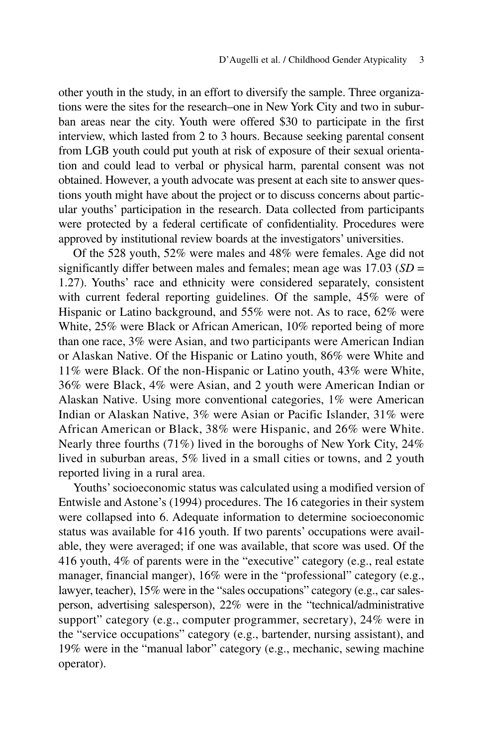other youth in the study, in an effort to diversify the sample. Three organizations were the sites for the research–one in New York City and two in suburban areas near the city. Youth were offered \$30 to participate in the first interview, which lasted from 2 to 3 hours. Because seeking parental consent from LGB youth could put youth at risk of exposure of their sexual orientation and could lead to verbal or physical harm, parental consent was not obtained. However, a youth advocate was present at each site to answer questions youth might have about the project or to discuss concerns about particular youths' participation in the research. Data collected from participants were protected by a federal certificate of confidentiality. Procedures were approved by institutional review boards at the investigators' universities.

Of the 528 youth, 52% were males and 48% were females. Age did not significantly differ between males and females; mean age was 17.03 ($SD$ = 1.27). Youths' race and ethnicity were considered separately, consistent with current federal reporting guidelines. Of the sample, 45% were of Hispanic or Latino background, and 55% were not. As to race, 62% were White, 25% were Black or African American, 10% reported being of more than one race, 3% were Asian, and two participants were American Indian or Alaskan Native. Of the Hispanic or Latino youth, 86% were White and 11% were Black. Of the non-Hispanic or Latino youth, 43% were White, 36% were Black, 4% were Asian, and 2 youth were American Indian or Alaskan Native. Using more conventional categories, 1% were American Indian or Alaskan Native, 3% were Asian or Pacific Islander, 31% were African American or Black, 38% were Hispanic, and 26% were White. Nearly three fourths (71%) lived in the boroughs of New York City, 24% lived in suburban areas, 5% lived in a small cities or towns, and 2 youth reported living in a rural area.

Youths' socioeconomic status was calculated using a modified version of Entwisle and Astone's (1994) procedures. The 16 categories in their system were collapsed into 6. Adequate information to determine socioeconomic status was available for 416 youth. If two parents' occupations were available, they were averaged; if one was available, that score was used. Of the 416 youth, 4% of parents were in the "executive" category (e.g., real estate manager, financial manger), 16% were in the "professional" category (e.g., lawyer, teacher), 15% were in the "sales occupations" category (e.g., car salesperson, advertising salesperson), 22% were in the "technical/administrative support" category (e.g., computer programmer, secretary), 24% were in the "service occupations" category (e.g., bartender, nursing assistant), and 19% were in the "manual labor" category (e.g., mechanic, sewing machine operator).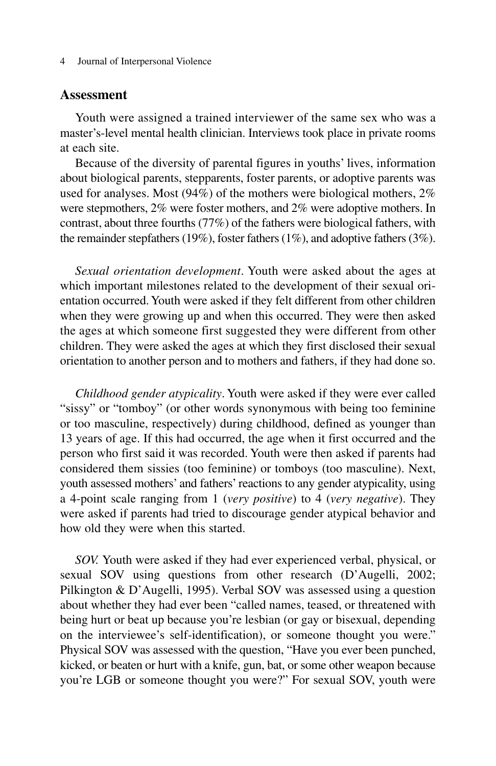## Assessment

Youth were assigned a trained interviewer of the same sex who was a master's-level mental health clinician. Interviews took place in private rooms at each site.

Because of the diversity of parental figures in youths' lives, information about biological parents, stepparents, foster parents, or adoptive parents was used for analyses. Most (94%) of the mothers were biological mothers, 2% were stepmothers, 2% were foster mothers, and 2% were adoptive mothers. In contrast, about three fourths (77%) of the fathers were biological fathers, with the remainder stepfathers (19%), foster fathers (1%), and adoptive fathers (3%).

*Sexual orientation development*. Youth were asked about the ages at which important milestones related to the development of their sexual orientation occurred. Youth were asked if they felt different from other children when they were growing up and when this occurred. They were then asked the ages at which someone first suggested they were different from other children. They were asked the ages at which they first disclosed their sexual orientation to another person and to mothers and fathers, if they had done so.

*Childhood gender atypicality*. Youth were asked if they were ever called "sissy" or "tomboy" (or other words synonymous with being too feminine or too masculine, respectively) during childhood, defined as younger than 13 years of age. If this had occurred, the age when it first occurred and the person who first said it was recorded. Youth were then asked if parents had considered them sissies (too feminine) or tomboys (too masculine). Next, youth assessed mothers' and fathers' reactions to any gender atypicality, using a 4-point scale ranging from 1 (*very positive*) to 4 (*very negative*). They were asked if parents had tried to discourage gender atypical behavior and how old they were when this started.

*SOV.* Youth were asked if they had ever experienced verbal, physical, or sexual SOV using questions from other research (D'Augelli, 2002; Pilkington & D'Augelli, 1995). Verbal SOV was assessed using a question about whether they had ever been "called names, teased, or threatened with being hurt or beat up because you're lesbian (or gay or bisexual, depending on the interviewee's self-identification), or someone thought you were." Physical SOV was assessed with the question, "Have you ever been punched, kicked, or beaten or hurt with a knife, gun, bat, or some other weapon because you're LGB or someone thought you were?" For sexual SOV, youth were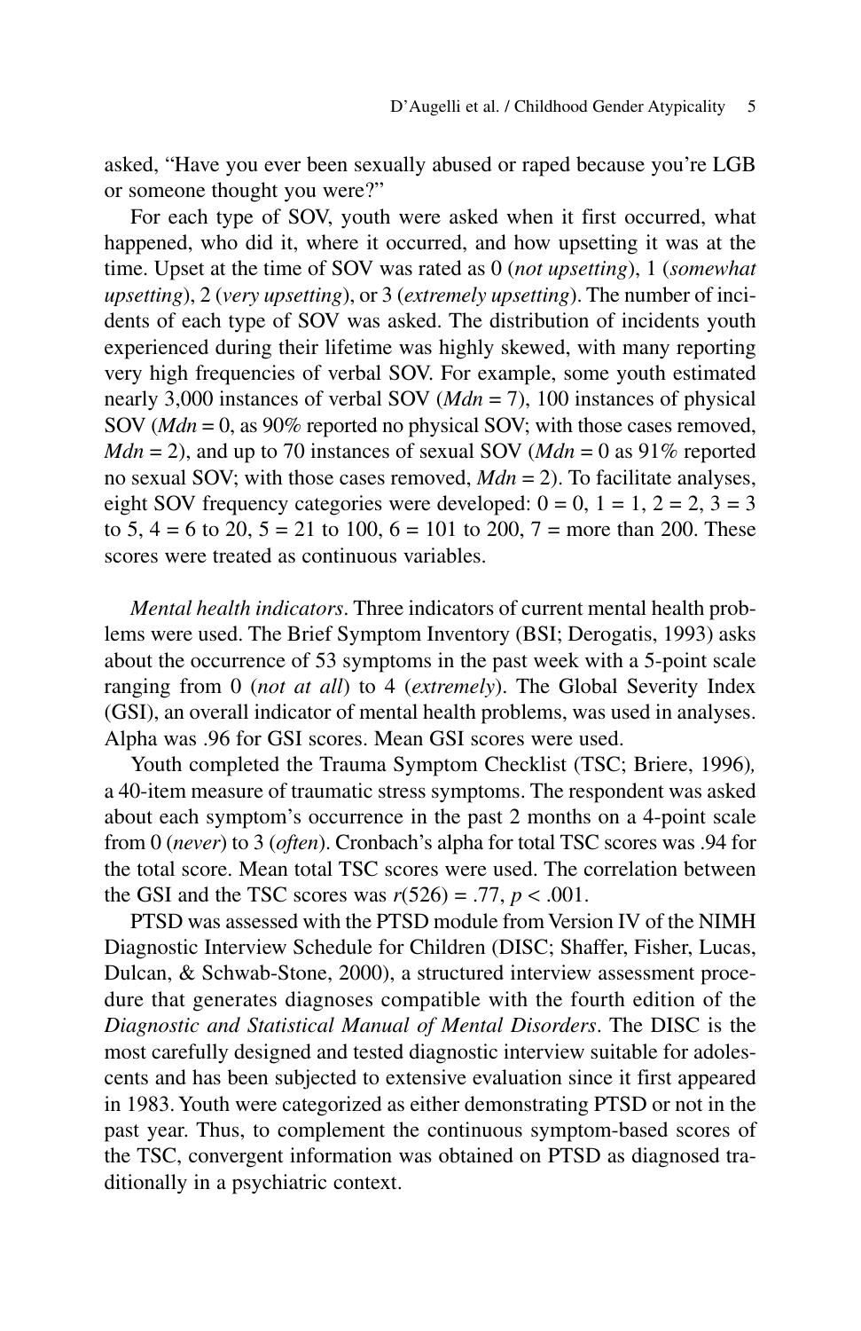asked, "Have you ever been sexually abused or raped because you're LGB or someone thought you were?"

For each type of SOV, youth were asked when it first occurred, what happened, who did it, where it occurred, and how upsetting it was at the time. Upset at the time of SOV was rated as 0 (*not upsetting*), 1 (*somewhat upsetting*), 2 (*very upsetting*), or 3 (*extremely upsetting*). The number of incidents of each type of SOV was asked. The distribution of incidents youth experienced during their lifetime was highly skewed, with many reporting very high frequencies of verbal SOV. For example, some youth estimated nearly 3,000 instances of verbal SOV ($Mdn = 7$), 100 instances of physical SOV ($Mdn = 0$, as 90% reported no physical SOV; with those cases removed, $Mdn = 2$), and up to 70 instances of sexual SOV ($Mdn = 0$ as 91% reported no sexual SOV; with those cases removed, $Mdn = 2$). To facilitate analyses, eight SOV frequency categories were developed: 0 = 0, 1 = 1, 2 = 2, 3 = 3 to 5, 4 = 6 to 20, 5 = 21 to 100, 6 = 101 to 200, 7 = more than 200. These scores were treated as continuous variables.

*Mental health indicators*. Three indicators of current mental health problems were used. The Brief Symptom Inventory (BSI; Derogatis, 1993) asks about the occurrence of 53 symptoms in the past week with a 5-point scale ranging from 0 (*not at all*) to 4 (*extremely*). The Global Severity Index (GSI), an overall indicator of mental health problems, was used in analyses. Alpha was .96 for GSI scores. Mean GSI scores were used.

Youth completed the Trauma Symptom Checklist (TSC; Briere, 1996), a 40-item measure of traumatic stress symptoms. The respondent was asked about each symptom's occurrence in the past 2 months on a 4-point scale from 0 (*never*) to 3 (*often*). Cronbach's alpha for total TSC scores was .94 for the total score. Mean total TSC scores were used. The correlation between the GSI and the TSC scores was $r(526) = .77$, $p < .001$.

PTSD was assessed with the PTSD module from Version IV of the NIMH Diagnostic Interview Schedule for Children (DISC; Shaffer, Fisher, Lucas, Dulcan, & Schwab-Stone, 2000), a structured interview assessment procedure that generates diagnoses compatible with the fourth edition of the *Diagnostic and Statistical Manual of Mental Disorders*. The DISC is the most carefully designed and tested diagnostic interview suitable for adolescents and has been subjected to extensive evaluation since it first appeared in 1983. Youth were categorized as either demonstrating PTSD or not in the past year. Thus, to complement the continuous symptom-based scores of the TSC, convergent information was obtained on PTSD as diagnosed traditionally in a psychiatric context.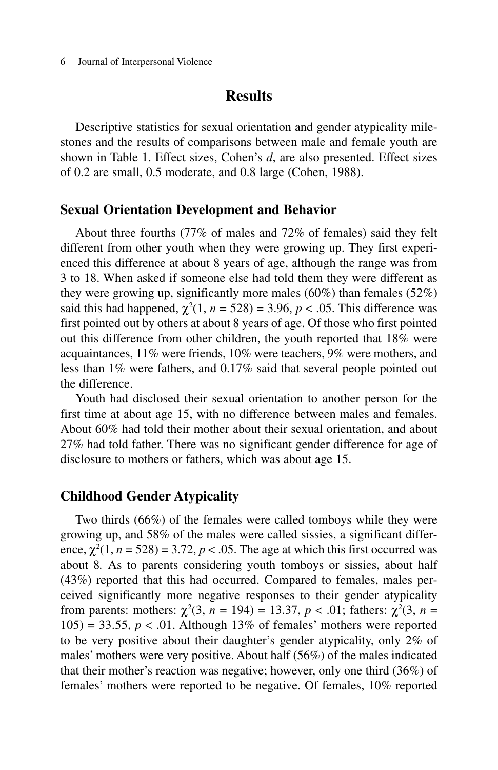# Results

Descriptive statistics for sexual orientation and gender atypicality milestones and the results of comparisons between male and female youth are shown in Table 1. Effect sizes, Cohen's *d*, are also presented. Effect sizes of 0.2 are small, 0.5 moderate, and 0.8 large (Cohen, 1988).

## Sexual Orientation Development and Behavior

About three fourths (77% of males and 72% of females) said they felt different from other youth when they were growing up. They first experienced this difference at about 8 years of age, although the range was from 3 to 18. When asked if someone else had told them they were different as they were growing up, significantly more males (60%) than females (52%) said this had happened, $\chi^2(1, n = 528) = 3.96$, $p < .05$. This difference was first pointed out by others at about 8 years of age. Of those who first pointed out this difference from other children, the youth reported that 18% were acquaintances, 11% were friends, 10% were teachers, 9% were mothers, and less than 1% were fathers, and 0.17% said that several people pointed out the difference.

Youth had disclosed their sexual orientation to another person for the first time at about age 15, with no difference between males and females. About 60% had told their mother about their sexual orientation, and about 27% had told father. There was no significant gender difference for age of disclosure to mothers or fathers, which was about age 15.

## Childhood Gender Atypicality

Two thirds (66%) of the females were called tomboys while they were growing up, and 58% of the males were called sissies, a significant difference, $\chi^2(1, n = 528) = 3.72$, $p < .05$. The age at which this first occurred was about 8. As to parents considering youth tomboys or sissies, about half (43%) reported that this had occurred. Compared to females, males perceived significantly more negative responses to their gender atypicality from parents: mothers: $\chi^2(3, n = 194) = 13.37$, $p < .01$; fathers: $\chi^2(3, n = 105) = 33.55$, $p < .01$. Although 13% of females' mothers were reported to be very positive about their daughter's gender atypicality, only 2% of males' mothers were very positive. About half (56%) of the males indicated that their mother's reaction was negative; however, only one third (36%) of females' mothers were reported to be negative. Of females, 10% reported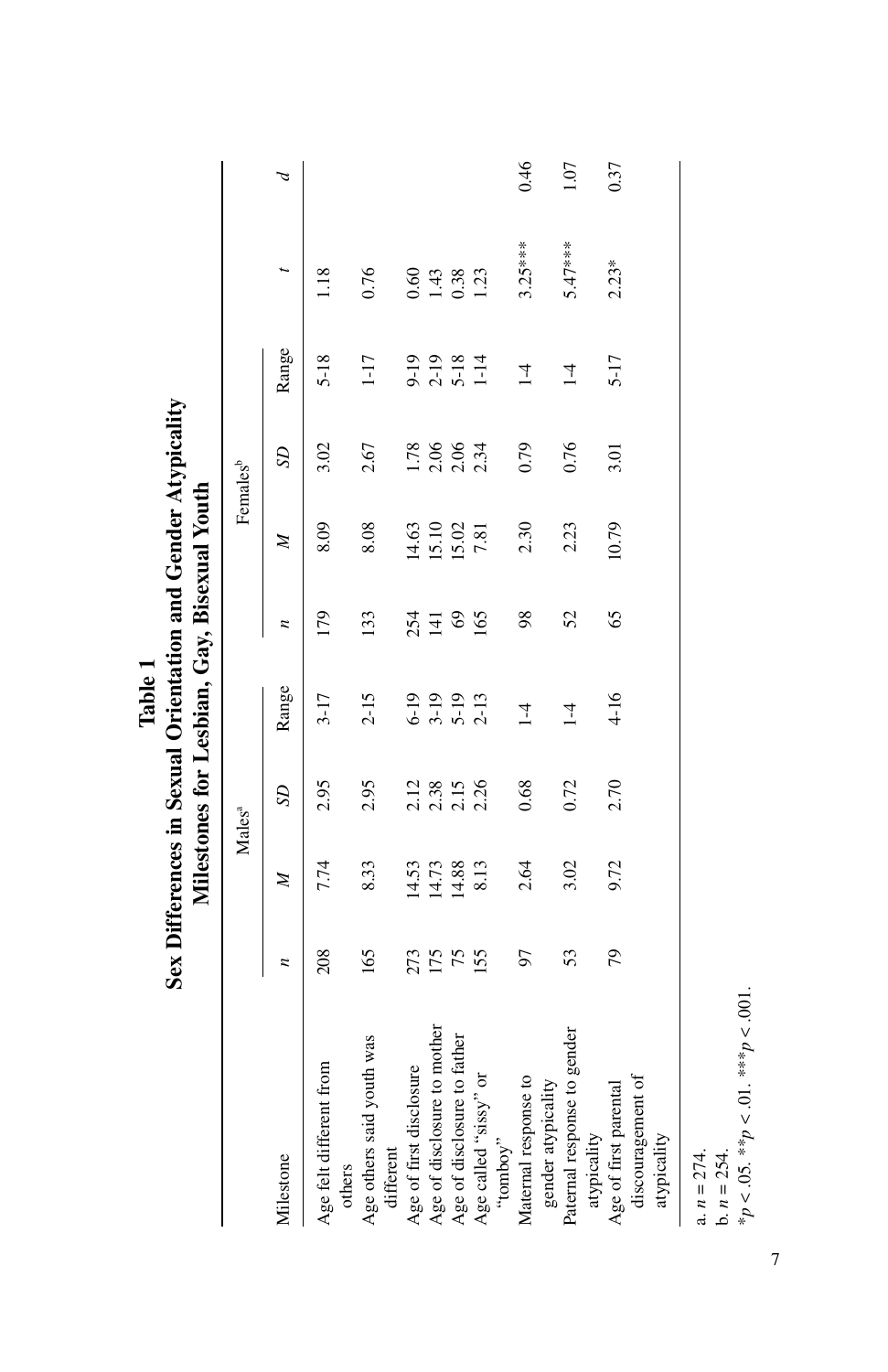**Table 1**
**Sex Differences in Sexual Orientation and Gender Atypicality Milestones for Lesbian, Gay, Bisexual Youth**

| Milestone | Males[a] | | | | Females[b] | | | | | |
|---|---|---|---|---|---|---|---|---|---|---|
| | *n* | *M* | *SD* | Range | *n* | *M* | *SD* | Range | *t* | *d* |
| Age felt different from others | 208 | 7.74 | 2.95 | 3-17 | 179 | 8.09 | 3.02 | 5-18 | 1.18 | |
| Age others said youth was different | 165 | 8.33 | 2.95 | 2-15 | 133 | 8.08 | 2.67 | 1-17 | 0.76 | |
| Age of first disclosure | 273 | 14.53 | 2.12 | 6-19 | 254 | 14.63 | 1.78 | 9-19 | 0.60 | |
| Age of disclosure to mother | 175 | 14.73 | 2.38 | 3-19 | 141 | 15.10 | 2.06 | 2-19 | 1.43 | |
| Age of disclosure to father | 75 | 14.88 | 2.15 | 5-19 | 69 | 15.02 | 2.06 | 5-18 | 0.38 | |
| Age called "sissy" or "tomboy" | 155 | 8.13 | 2.26 | 2-13 | 165 | 7.81 | 2.34 | 1-14 | 1.23 | |
| Maternal response to gender atypicality | 97 | 2.64 | 0.68 | 1-4 | 98 | 2.30 | 0.79 | 1-4 | 3.25*** | 0.46 |
| Paternal response to gender atypicality | 53 | 3.02 | 0.72 | 1-4 | 52 | 2.23 | 0.76 | 1-4 | 5.47*** | 1.07 |
| Age of first parental discouragement of atypicality | 79 | 9.72 | 2.70 | 4-16 | 65 | 10.79 | 3.01 | 5-17 | 2.23* | 0.37 |

a. $n = 274$.
b. $n = 254$.
$*p < .05$. $**p < .01$. $***p < .001$.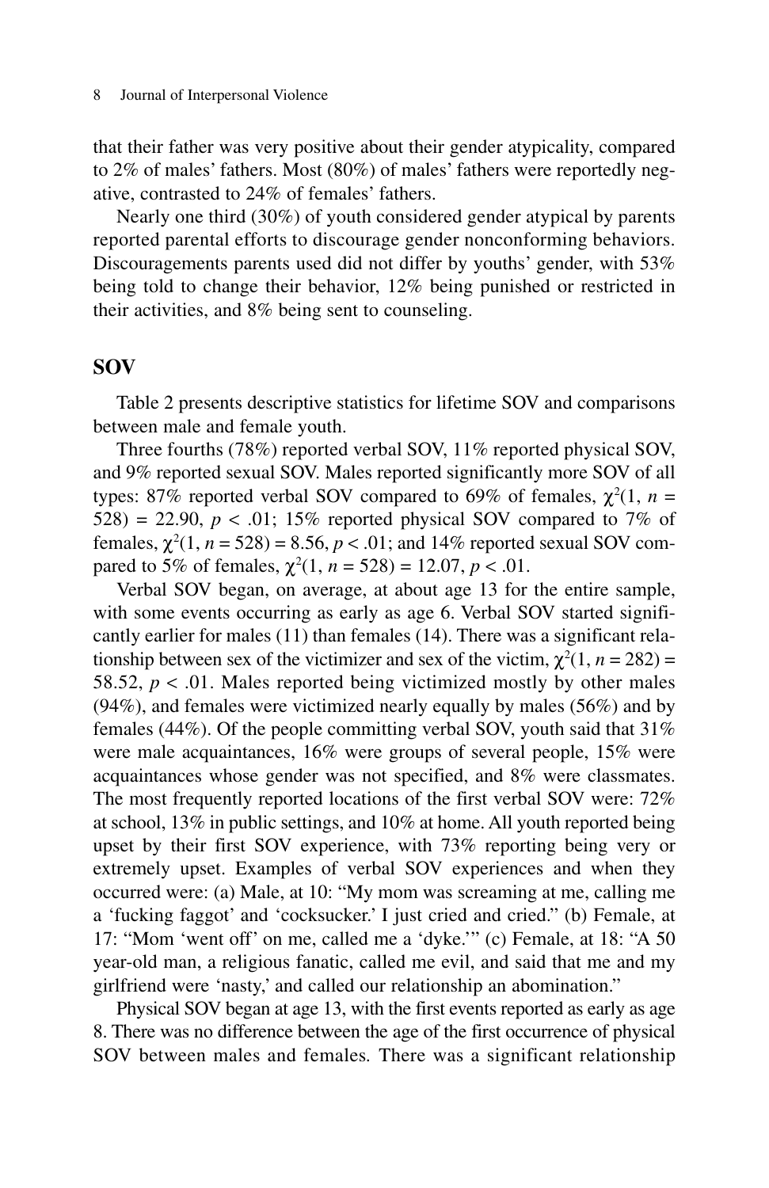that their father was very positive about their gender atypicality, compared to 2% of males' fathers. Most (80%) of males' fathers were reportedly negative, contrasted to 24% of females' fathers.

Nearly one third (30%) of youth considered gender atypical by parents reported parental efforts to discourage gender nonconforming behaviors. Discouragements parents used did not differ by youths' gender, with 53% being told to change their behavior, 12% being punished or restricted in their activities, and 8% being sent to counseling.

## SOV

Table 2 presents descriptive statistics for lifetime SOV and comparisons between male and female youth.

Three fourths (78%) reported verbal SOV, 11% reported physical SOV, and 9% reported sexual SOV. Males reported significantly more SOV of all types: 87% reported verbal SOV compared to 69% of females, $\chi^2(1, n = 528) = 22.90$, $p < .01$; 15% reported physical SOV compared to 7% of females, $\chi^2(1, n = 528) = 8.56$, $p < .01$; and 14% reported sexual SOV compared to 5% of females, $\chi^2(1, n = 528) = 12.07$, $p < .01$.

Verbal SOV began, on average, at about age 13 for the entire sample, with some events occurring as early as age 6. Verbal SOV started significantly earlier for males (11) than females (14). There was a significant relationship between sex of the victimizer and sex of the victim, $\chi^2(1, n = 282) = 58.52$, $p < .01$. Males reported being victimized mostly by other males (94%), and females were victimized nearly equally by males (56%) and by females (44%). Of the people committing verbal SOV, youth said that 31% were male acquaintances, 16% were groups of several people, 15% were acquaintances whose gender was not specified, and 8% were classmates. The most frequently reported locations of the first verbal SOV were: 72% at school, 13% in public settings, and 10% at home. All youth reported being upset by their first SOV experience, with 73% reporting being very or extremely upset. Examples of verbal SOV experiences and when they occurred were: (a) Male, at 10: "My mom was screaming at me, calling me a 'fucking faggot' and 'cocksucker.' I just cried and cried." (b) Female, at 17: "Mom 'went off' on me, called me a 'dyke.'" (c) Female, at 18: "A 50 year-old man, a religious fanatic, called me evil, and said that me and my girlfriend were 'nasty,' and called our relationship an abomination."

Physical SOV began at age 13, with the first events reported as early as age 8. There was no difference between the age of the first occurrence of physical SOV between males and females. There was a significant relationship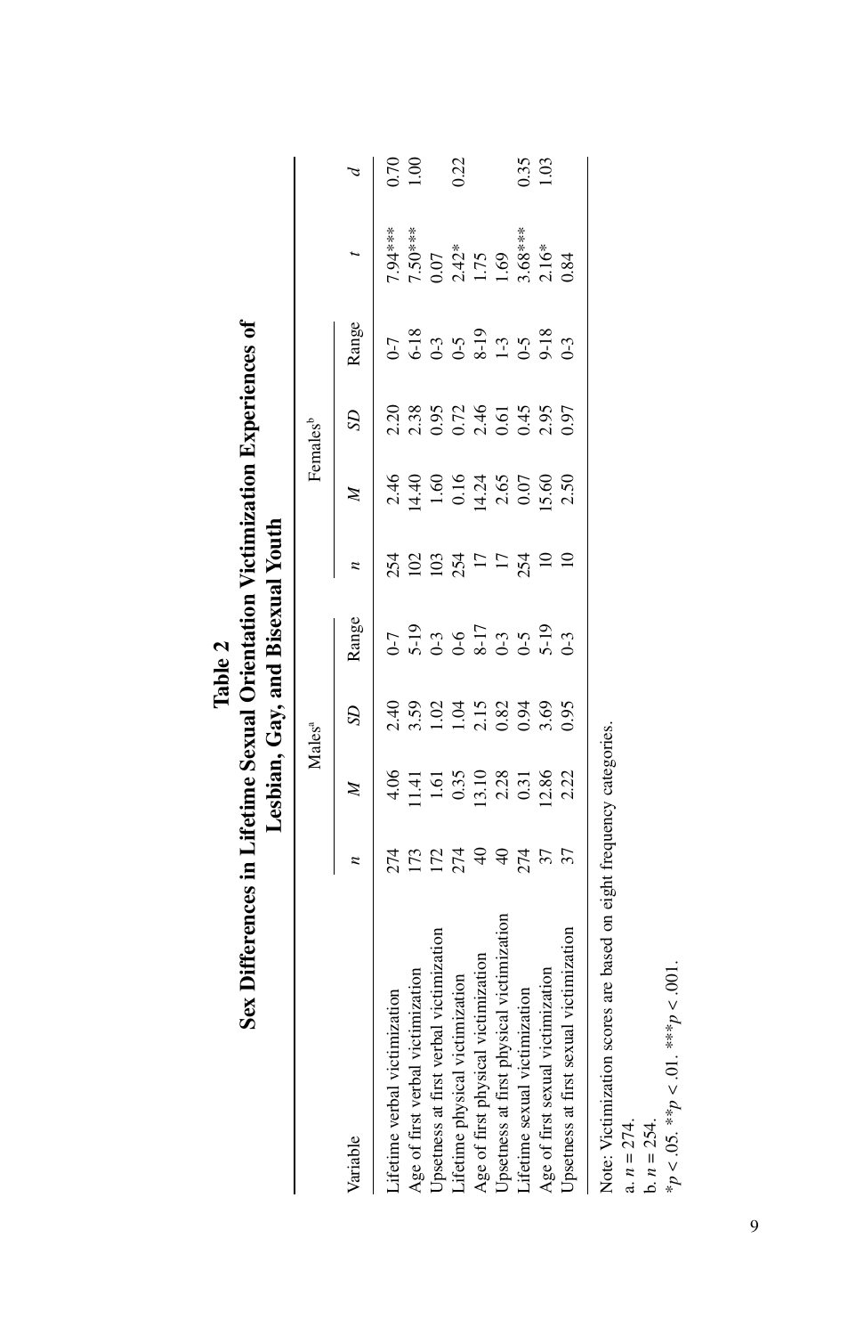**Table 2**
**Sex Differences in Lifetime Sexual Orientation Victimization Experiences of Lesbian, Gay, and Bisexual Youth**

| Variable | Males[a] | | | | Females[b] | | | | | |
|---|---|---|---|---|---|---|---|---|---|---|
| | *n* | *M* | *SD* | Range | *n* | *M* | *SD* | Range | *t* | *d* |
| Lifetime verbal victimization | 274 | 4.06 | 2.40 | 0-7 | 254 | 2.46 | 2.20 | 0-7 | 7.94*** | 0.70 |
| Age of first verbal victimization | 173 | 11.41 | 3.59 | 5-19 | 102 | 14.40 | 2.38 | 6-18 | 7.50*** | 1.00 |
| Upsetness at first verbal victimization | 172 | 1.61 | 1.02 | 0-3 | 103 | 1.60 | 0.95 | 0-3 | 0.07 | |
| Lifetime physical victimization | 274 | 0.35 | 1.04 | 0-6 | 254 | 0.16 | 0.72 | 0-5 | 2.42* | 0.22 |
| Age of first physical victimization | 40 | 13.10 | 2.15 | 8-17 | 17 | 14.24 | 2.46 | 8-19 | 1.75 | |
| Upsetness at first physical victimization | 40 | 2.28 | 0.82 | 0-3 | 17 | 2.65 | 0.61 | 1-3 | 1.69 | |
| Lifetime sexual victimization | 274 | 0.31 | 0.94 | 0-5 | 254 | 0.07 | 0.45 | 0-5 | 3.68*** | 0.35 |
| Age of first sexual victimization | 37 | 12.86 | 3.69 | 5-19 | 10 | 15.60 | 2.95 | 9-18 | 2.16* | 1.03 |
| Upsetness at first sexual victimization | 37 | 2.22 | 0.95 | 0-3 | 10 | 2.50 | 0.97 | 0-3 | 0.84 | |

Note: Victimization scores are based on eight frequency categories.
a. $n = 274$.
b. $n = 254$.
$*p < .05$. $**p < .01$. $***p < .001$.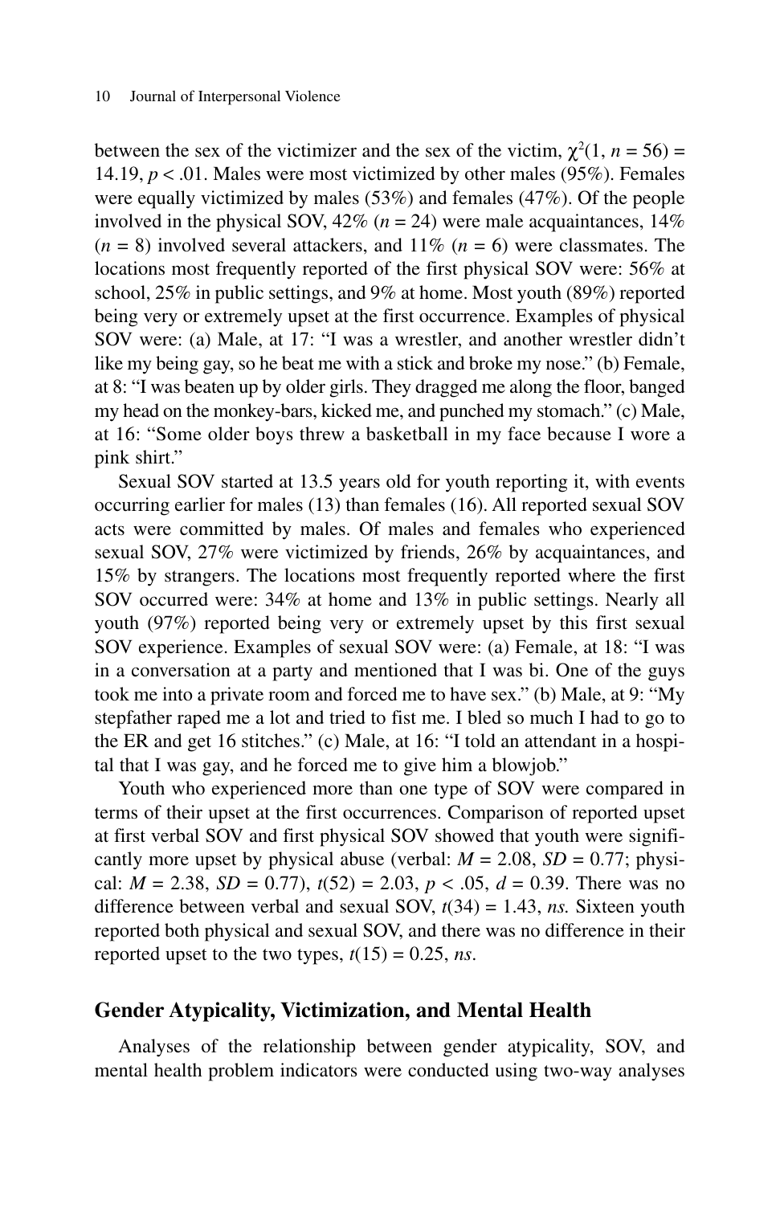between the sex of the victimizer and the sex of the victim, $\chi^2(1, n = 56) = 14.19$, $p < .01$. Males were most victimized by other males (95%). Females were equally victimized by males (53%) and females (47%). Of the people involved in the physical SOV, 42% ($n = 24$) were male acquaintances, 14% ($n = 8$) involved several attackers, and 11% ($n = 6$) were classmates. The locations most frequently reported of the first physical SOV were: 56% at school, 25% in public settings, and 9% at home. Most youth (89%) reported being very or extremely upset at the first occurrence. Examples of physical SOV were: (a) Male, at 17: "I was a wrestler, and another wrestler didn't like my being gay, so he beat me with a stick and broke my nose." (b) Female, at 8: "I was beaten up by older girls. They dragged me along the floor, banged my head on the monkey-bars, kicked me, and punched my stomach." (c) Male, at 16: "Some older boys threw a basketball in my face because I wore a pink shirt."

Sexual SOV started at 13.5 years old for youth reporting it, with events occurring earlier for males (13) than females (16). All reported sexual SOV acts were committed by males. Of males and females who experienced sexual SOV, 27% were victimized by friends, 26% by acquaintances, and 15% by strangers. The locations most frequently reported where the first SOV occurred were: 34% at home and 13% in public settings. Nearly all youth (97%) reported being very or extremely upset by this first sexual SOV experience. Examples of sexual SOV were: (a) Female, at 18: "I was in a conversation at a party and mentioned that I was bi. One of the guys took me into a private room and forced me to have sex." (b) Male, at 9: "My stepfather raped me a lot and tried to fist me. I bled so much I had to go to the ER and get 16 stitches." (c) Male, at 16: "I told an attendant in a hospital that I was gay, and he forced me to give him a blowjob."

Youth who experienced more than one type of SOV were compared in terms of their upset at the first occurrences. Comparison of reported upset at first verbal SOV and first physical SOV showed that youth were significantly more upset by physical abuse (verbal: $M = 2.08$, $SD = 0.77$; physical: $M = 2.38$, $SD = 0.77$), $t(52) = 2.03$, $p < .05$, $d = 0.39$. There was no difference between verbal and sexual SOV, $t(34) = 1.43$, *ns*. Sixteen youth reported both physical and sexual SOV, and there was no difference in their reported upset to the two types, $t(15) = 0.25$, *ns*.

## Gender Atypicality, Victimization, and Mental Health

Analyses of the relationship between gender atypicality, SOV, and mental health problem indicators were conducted using two-way analyses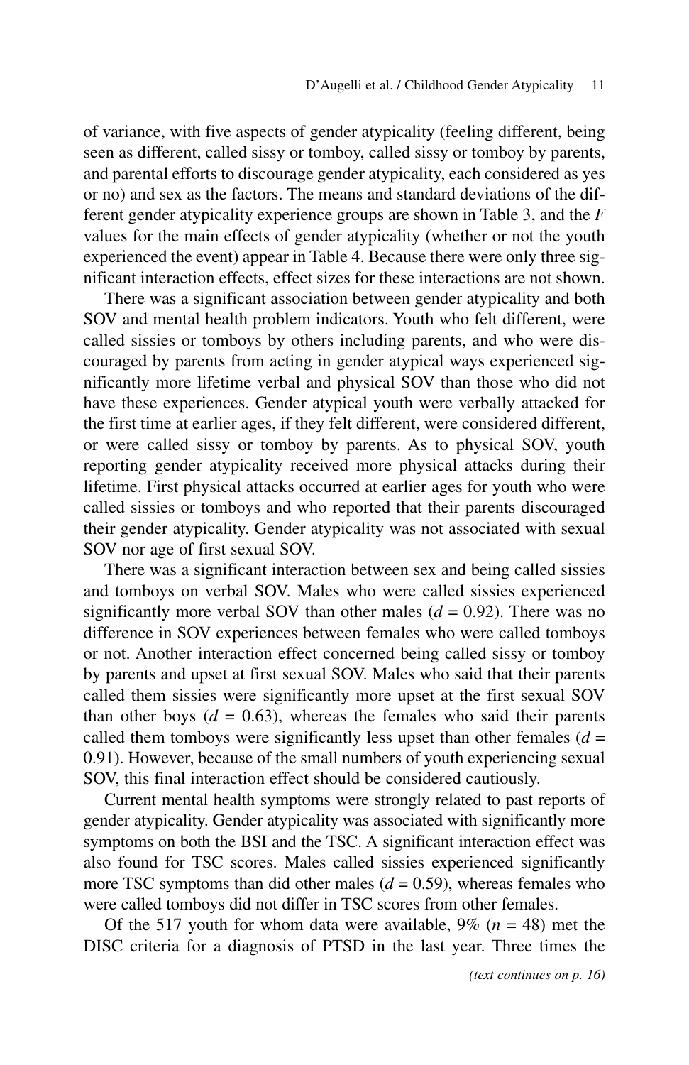of variance, with five aspects of gender atypicality (feeling different, being seen as different, called sissy or tomboy, called sissy or tomboy by parents, and parental efforts to discourage gender atypicality, each considered as yes or no) and sex as the factors. The means and standard deviations of the different gender atypicality experience groups are shown in Table 3, and the $F$ values for the main effects of gender atypicality (whether or not the youth experienced the event) appear in Table 4. Because there were only three significant interaction effects, effect sizes for these interactions are not shown.

There was a significant association between gender atypicality and both SOV and mental health problem indicators. Youth who felt different, were called sissies or tomboys by others including parents, and who were discouraged by parents from acting in gender atypical ways experienced significantly more lifetime verbal and physical SOV than those who did not have these experiences. Gender atypical youth were verbally attacked for the first time at earlier ages, if they felt different, were considered different, or were called sissy or tomboy by parents. As to physical SOV, youth reporting gender atypicality received more physical attacks during their lifetime. First physical attacks occurred at earlier ages for youth who were called sissies or tomboys and who reported that their parents discouraged their gender atypicality. Gender atypicality was not associated with sexual SOV nor age of first sexual SOV.

There was a significant interaction between sex and being called sissies and tomboys on verbal SOV. Males who were called sissies experienced significantly more verbal SOV than other males ($d = 0.92$). There was no difference in SOV experiences between females who were called tomboys or not. Another interaction effect concerned being called sissy or tomboy by parents and upset at first sexual SOV. Males who said that their parents called them sissies were significantly more upset at the first sexual SOV than other boys ($d = 0.63$), whereas the females who said their parents called them tomboys were significantly less upset than other females ($d = 0.91$). However, because of the small numbers of youth experiencing sexual SOV, this final interaction effect should be considered cautiously.

Current mental health symptoms were strongly related to past reports of gender atypicality. Gender atypicality was associated with significantly more symptoms on both the BSI and the TSC. A significant interaction effect was also found for TSC scores. Males called sissies experienced significantly more TSC symptoms than did other males ($d = 0.59$), whereas females who were called tomboys did not differ in TSC scores from other females.

Of the 517 youth for whom data were available, 9% ($n = 48$) met the DISC criteria for a diagnosis of PTSD in the last year. Three times the

*(text continues on p. 16)*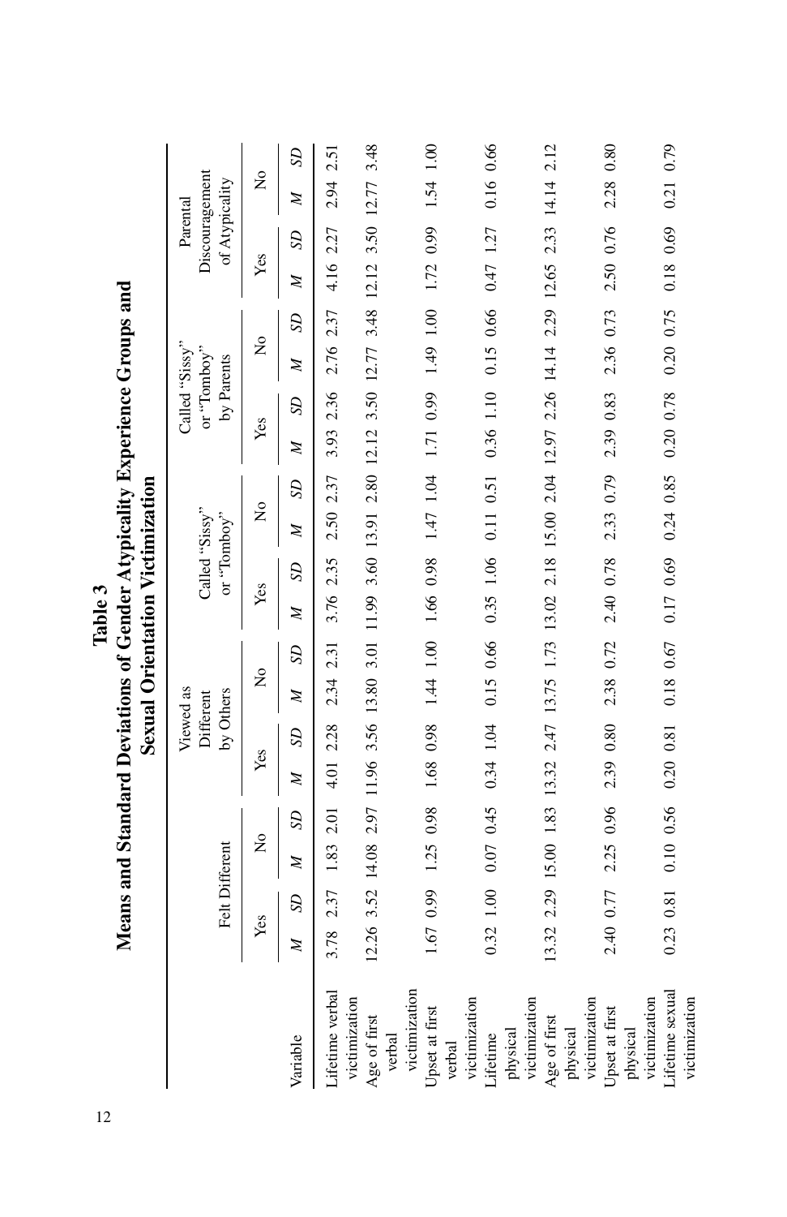**Table 3**
**Means and Standard Deviations of Gender Atypicality Experience Groups and Sexual Orientation Victimization**

| Variable | Felt Different | | | | Viewed as Different by Others | | | | Called "Sissy" or "Tomboy" | | | | Called "Sissy" or "Tomboy" by Parents | | | | Parental Discouragement of Atypicality | | | |
|---|---|---|---|---|---|---|---|---|---|---|---|---|---|---|---|---|---|---|---|---|
| | Yes | | No | | Yes | | No | | Yes | | No | | Yes | | No | | Yes | | No | |
| | *M* | *SD* | *M* | *SD* | *M* | *SD* | *M* | *SD* | *M* | *SD* | *M* | *SD* | *M* | *SD* | *M* | *SD* | *M* | *SD* | *M* | *SD* |
| Lifetime verbal victimization | 3.78 | 2.37 | 1.83 | 2.01 | 4.01 | 2.28 | 2.34 | 2.31 | 3.76 | 2.35 | 2.50 | 2.37 | 3.93 | 2.36 | 2.76 | 2.37 | 4.16 | 2.27 | 2.94 | 2.51 |
| Age of first verbal victimization | 12.26 | 3.52 | 14.08 | 2.97 | 11.96 | 3.56 | 13.80 | 3.01 | 11.99 | 3.60 | 13.91 | 2.80 | 12.12 | 3.50 | 12.77 | 3.48 | 12.12 | 3.50 | 12.77 | 3.48 |
| Upset at first verbal victimization | 1.67 | 0.99 | 1.25 | 0.98 | 1.68 | 0.98 | 1.44 | 1.00 | 1.66 | 0.98 | 1.47 | 1.04 | 1.71 | 0.99 | 1.49 | 1.00 | 1.72 | 0.99 | 1.54 | 1.00 |
| Lifetime physical victimization | 0.32 | 1.00 | 0.07 | 0.45 | 0.34 | 1.04 | 0.15 | 0.66 | 0.35 | 1.06 | 0.11 | 0.51 | 0.36 | 1.10 | 0.15 | 0.66 | 0.47 | 1.27 | 0.16 | 0.66 |
| Age of first physical victimization | 13.32 | 2.29 | 15.00 | 1.83 | 13.32 | 2.47 | 13.75 | 1.73 | 13.02 | 2.18 | 15.00 | 2.04 | 12.97 | 2.26 | 14.14 | 2.29 | 12.65 | 2.33 | 14.14 | 2.12 |
| Upset at first physical victimization | 2.40 | 0.77 | 2.25 | 0.96 | 2.39 | 0.80 | 2.38 | 0.72 | 2.40 | 0.78 | 2.33 | 0.79 | 2.39 | 0.83 | 2.36 | 0.73 | 2.50 | 0.76 | 2.28 | 0.80 |
| Lifetime sexual victimization | 0.23 | 0.81 | 0.10 | 0.56 | 0.20 | 0.81 | 0.18 | 0.67 | 0.17 | 0.69 | 0.24 | 0.85 | 0.20 | 0.78 | 0.20 | 0.75 | 0.18 | 0.69 | 0.21 | 0.79 |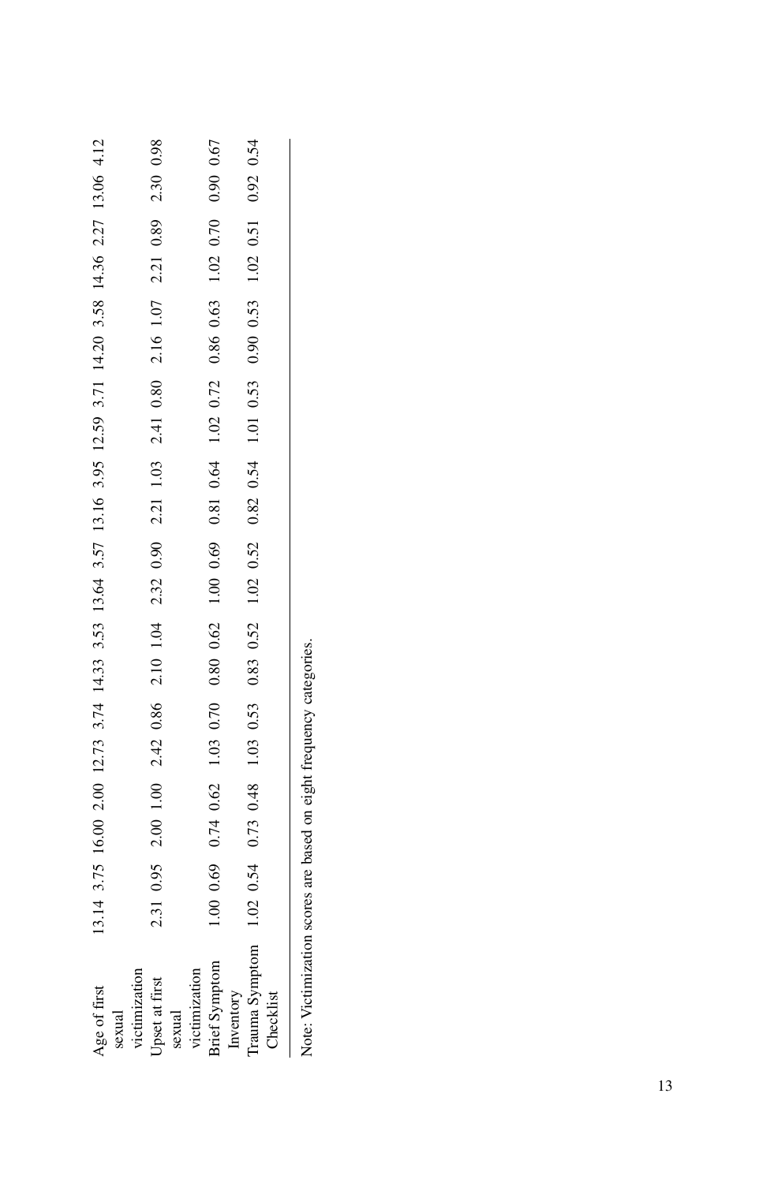| | | | | | | | | | | | | | | | | |
|---|---|---|---|---|---|---|---|---|---|---|---|---|---|---|---|---|
| Age of first sexual victimization | 13.14 | 3.75 | 16.00 | 2.00 | 12.73 | 3.74 | 14.33 | 3.53 | 13.64 | 3.57 | 13.16 | 3.95 | 12.59 | 3.71 | 14.20 | 3.58 | 14.36 | 2.27 | 13.06 | 4.12 |
| Upset at first sexual victimization | 2.31 | 0.95 | 2.00 | 1.00 | 2.42 | 0.86 | 2.10 | 1.04 | 2.32 | 0.90 | 2.21 | 1.03 | 2.41 | 0.80 | 2.16 | 1.07 | 2.21 | 0.89 | 2.30 | 0.98 |
| Brief Symptom Inventory | 1.00 | 0.69 | 0.74 | 0.62 | 1.03 | 0.70 | 0.80 | 0.62 | 1.00 | 0.69 | 0.81 | 0.64 | 1.02 | 0.72 | 0.86 | 0.63 | 1.02 | 0.70 | 0.90 | 0.67 |
| Trauma Symptom Checklist | 1.02 | 0.54 | 0.73 | 0.48 | 1.03 | 0.53 | 0.83 | 0.52 | 1.02 | 0.52 | 0.82 | 0.54 | 1.01 | 0.53 | 0.90 | 0.53 | 1.02 | 0.51 | 0.92 | 0.54 |

Note: Victimization scores are based on eight frequency categories.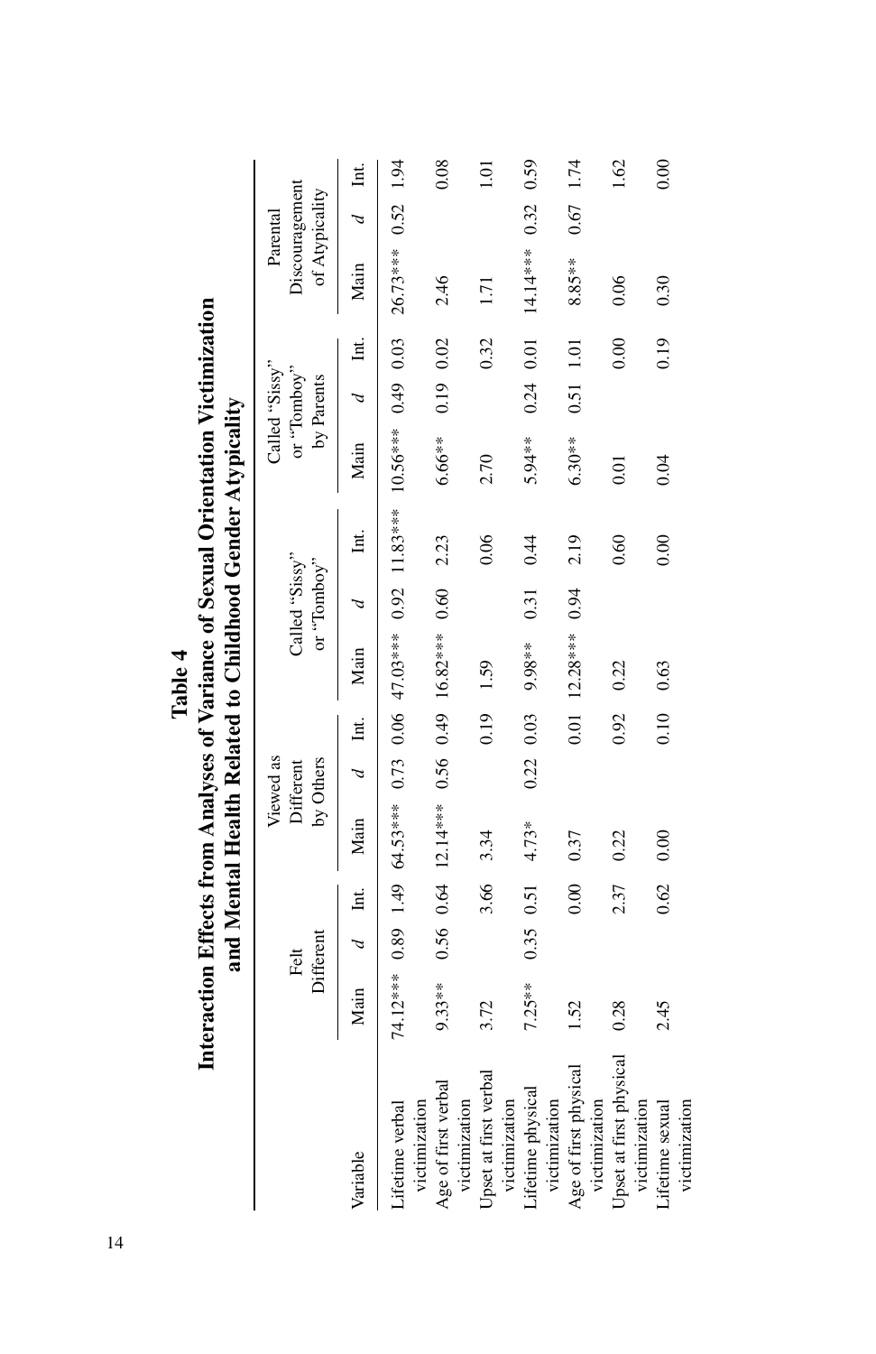**Table 4**
**Interaction Effects from Analyses of Variance of Sexual Orientation Victimization and Mental Health Related to Childhood Gender Atypicality**

| Variable | Felt Different | | | Viewed as Different by Others | | | Called "Sissy" or "Tomboy" | | | Called "Sissy" or "Tomboy" by Parents | | | Parental Discouragement of Atypicality | | |
|---|---|---|---|---|---|---|---|---|---|---|---|---|---|---|---|
| | Main | *d* | Int. | Main | *d* | Int. | Main | *d* | Int. | Main | *d* | Int. | Main | *d* | Int. |
| Lifetime verbal victimization | 74.12*** | 0.89 | 1.49 | 64.53*** | 0.73 | 0.06 | 47.03*** | 0.92 | 11.83*** | 10.56*** | 0.49 | 0.03 | 26.73*** | 0.52 | 1.94 |
| Age of first verbal victimization | 9.33** | 0.56 | 0.64 | 12.14*** | 0.56 | 0.49 | 16.82*** | 0.60 | 2.23 | 6.66** | 0.19 | 0.02 | 2.46 | | 0.08 |
| Upset at first verbal victimization | 3.72 | | 3.66 | 3.34 | | 0.19 | 1.59 | | 0.06 | 2.70 | | 0.32 | 1.71 | | 1.01 |
| Lifetime physical victimization | 7.25** | 0.35 | 0.51 | 4.73* | 0.22 | 0.03 | 9.98** | 0.31 | 0.44 | 5.94** | 0.24 | 0.01 | 14.14*** | 0.32 | 0.59 |
| Age of first physical victimization | 1.52 | | 0.00 | 0.37 | | 0.01 | 12.28*** | 0.94 | 2.19 | 6.30** | 0.51 | 1.01 | 8.85** | 0.67 | 1.74 |
| Upset at first physical victimization | 0.28 | | 2.37 | 0.22 | | 0.92 | 0.22 | | 0.60 | 0.01 | | 0.00 | 0.06 | | 1.62 |
| Lifetime sexual victimization | 2.45 | | 0.62 | 0.00 | | 0.10 | 0.63 | | 0.00 | 0.04 | | 0.19 | 0.30 | | 0.00 |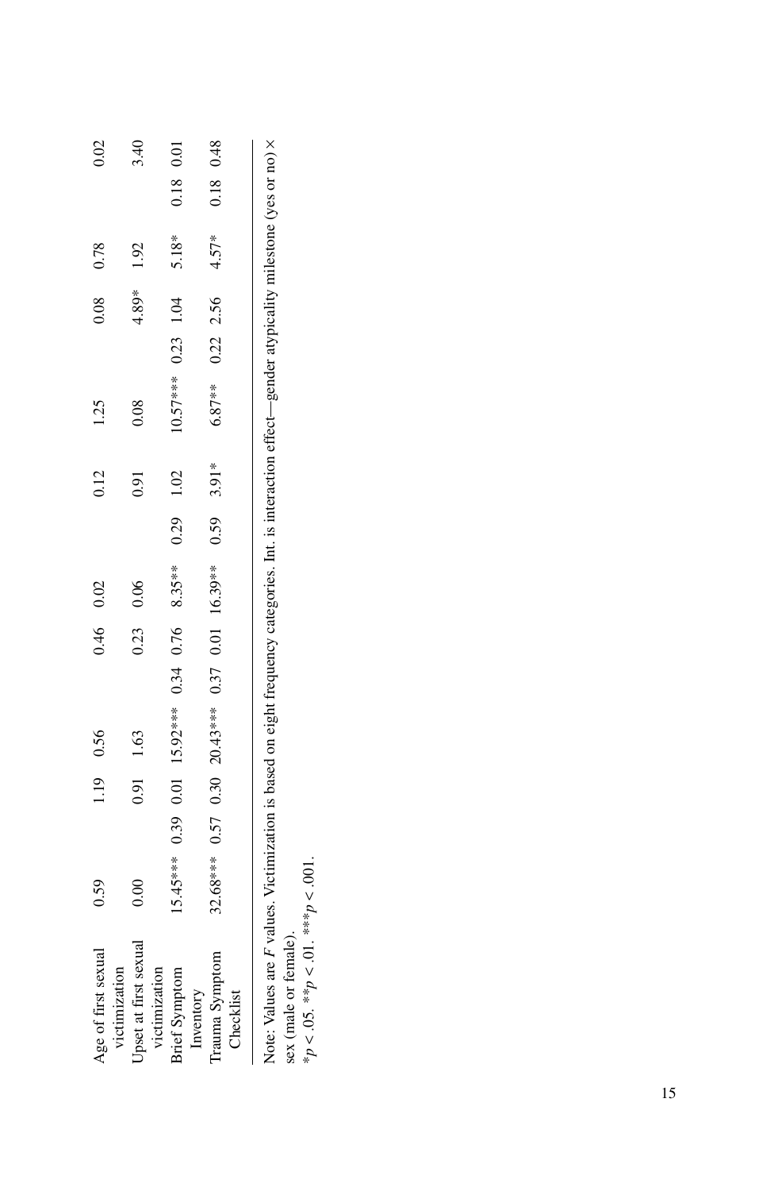| | | | | | | | | | | | | | | | |
|---|---|---|---|---|---|---|---|---|---|---|---|---|---|---|---|
| Age of first sexual victimization | 0.59 | | 1.19 | 0.56 | | 0.46 | 0.02 | | 0.12 | 1.25 | | 0.08 | 0.78 | | 0.02 |
| Upset at first sexual victimization | 0.00 | | 0.91 | 1.63 | | 0.23 | 0.06 | | 0.91 | 0.08 | | 4.89* | 1.92 | | 3.40 |
| Brief Symptom Inventory | 15.45*** | 0.39 | 0.01 | 15.92*** | 0.34 | 0.76 | 8.35** | 0.29 | 1.02 | 10.57*** | 0.23 | 1.04 | 5.18* | 0.18 | 0.01 |
| Trauma Symptom Checklist | 32.68*** | 0.57 | 0.30 | 20.43*** | 0.37 | 0.01 | 16.39** | 0.59 | 3.91* | 6.87** | 0.22 | 2.56 | 4.57* | 0.18 | 0.48 |

Note: Values are *F* values. Victimization is based on eight frequency categories. Int. is interaction effect—gender atypicality milestone (yes or no) × sex (male or female).
*$p < .05$. **$p < .01$. ***$p < .001$.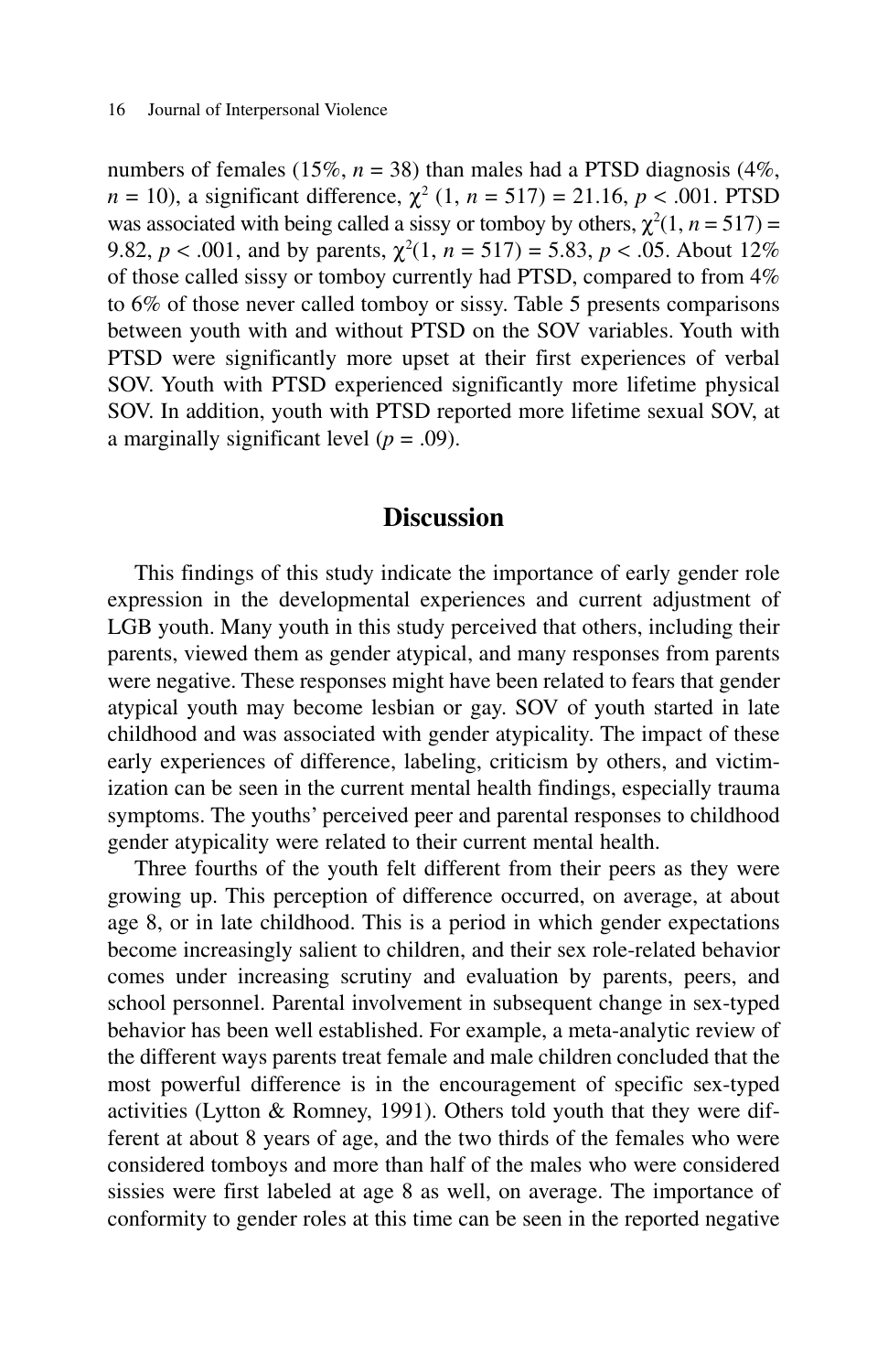numbers of females (15%, $n = 38$) than males had a PTSD diagnosis (4%, $n = 10$), a significant difference, $\chi^2$ (1, $n = 517$) = 21.16, $p < .001$. PTSD was associated with being called a sissy or tomboy by others, $\chi^2(1, n = 517) = 9.82$, $p < .001$, and by parents, $\chi^2(1, n = 517) = 5.83$, $p < .05$. About 12% of those called sissy or tomboy currently had PTSD, compared to from 4% to 6% of those never called tomboy or sissy. Table 5 presents comparisons between youth with and without PTSD on the SOV variables. Youth with PTSD were significantly more upset at their first experiences of verbal SOV. Youth with PTSD experienced significantly more lifetime physical SOV. In addition, youth with PTSD reported more lifetime sexual SOV, at a marginally significant level ($p = .09$).

## Discussion

This findings of this study indicate the importance of early gender role expression in the developmental experiences and current adjustment of LGB youth. Many youth in this study perceived that others, including their parents, viewed them as gender atypical, and many responses from parents were negative. These responses might have been related to fears that gender atypical youth may become lesbian or gay. SOV of youth started in late childhood and was associated with gender atypicality. The impact of these early experiences of difference, labeling, criticism by others, and victimization can be seen in the current mental health findings, especially trauma symptoms. The youths' perceived peer and parental responses to childhood gender atypicality were related to their current mental health.

Three fourths of the youth felt different from their peers as they were growing up. This perception of difference occurred, on average, at about age 8, or in late childhood. This is a period in which gender expectations become increasingly salient to children, and their sex role-related behavior comes under increasing scrutiny and evaluation by parents, peers, and school personnel. Parental involvement in subsequent change in sex-typed behavior has been well established. For example, a meta-analytic review of the different ways parents treat female and male children concluded that the most powerful difference is in the encouragement of specific sex-typed activities (Lytton & Romney, 1991). Others told youth that they were different at about 8 years of age, and the two thirds of the females who were considered tomboys and more than half of the males who were considered sissies were first labeled at age 8 as well, on average. The importance of conformity to gender roles at this time can be seen in the reported negative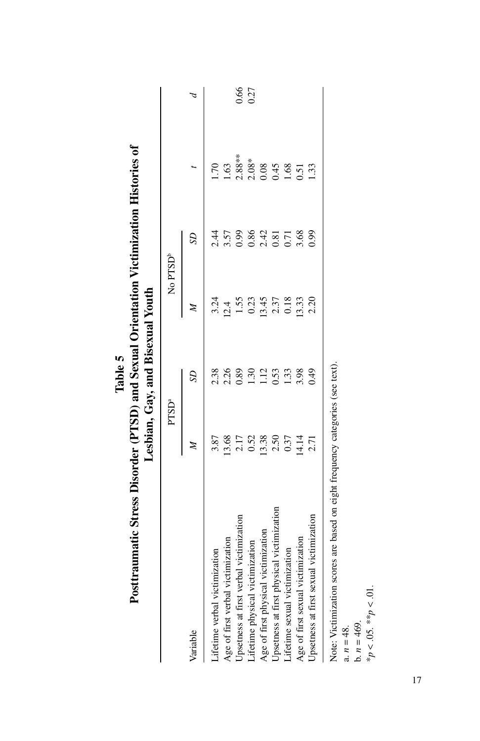**Table 5**
**Posttraumatic Stress Disorder (PTSD) and Sexual Orientation Victimization Histories of Lesbian, Gay, and Bisexual Youth**

| | PTSD[a] | | No PTSD[b] | | | |
|---|---|---|---|---|---|---|
| Variable | *M* | *SD* | *M* | *SD* | *t* | *d* |
| Lifetime verbal victimization | 3.87 | 2.38 | 3.24 | 2.44 | 1.70 | |
| Age of first verbal victimization | 13.68 | 2.26 | 12.4 | 3.57 | 1.63 | |
| Upsetness at first verbal victimization | 2.17 | 0.89 | 1.55 | 0.99 | 2.88** | 0.66 |
| Lifetime physical victimization | 0.52 | 1.30 | 0.23 | 0.86 | 2.08* | 0.27 |
| Age of first physical victimization | 13.38 | 1.12 | 13.45 | 2.42 | 0.08 | |
| Upsetness at first physical victimization | 2.50 | 0.53 | 2.37 | 0.81 | 0.45 | |
| Lifetime sexual victimization | 0.37 | 1.33 | 0.18 | 0.71 | 1.68 | |
| Age of first sexual victimization | 14.14 | 3.98 | 13.33 | 3.68 | 0.51 | |
| Upsetness at first sexual victimization | 2.71 | 0.49 | 2.20 | 0.99 | 1.33 | |

Note: Victimization scores are based on eight frequency categories (see text).
a. $n = 48$.
b. $n = 469$.
$^*p < .05$. $^{**}p < .01$.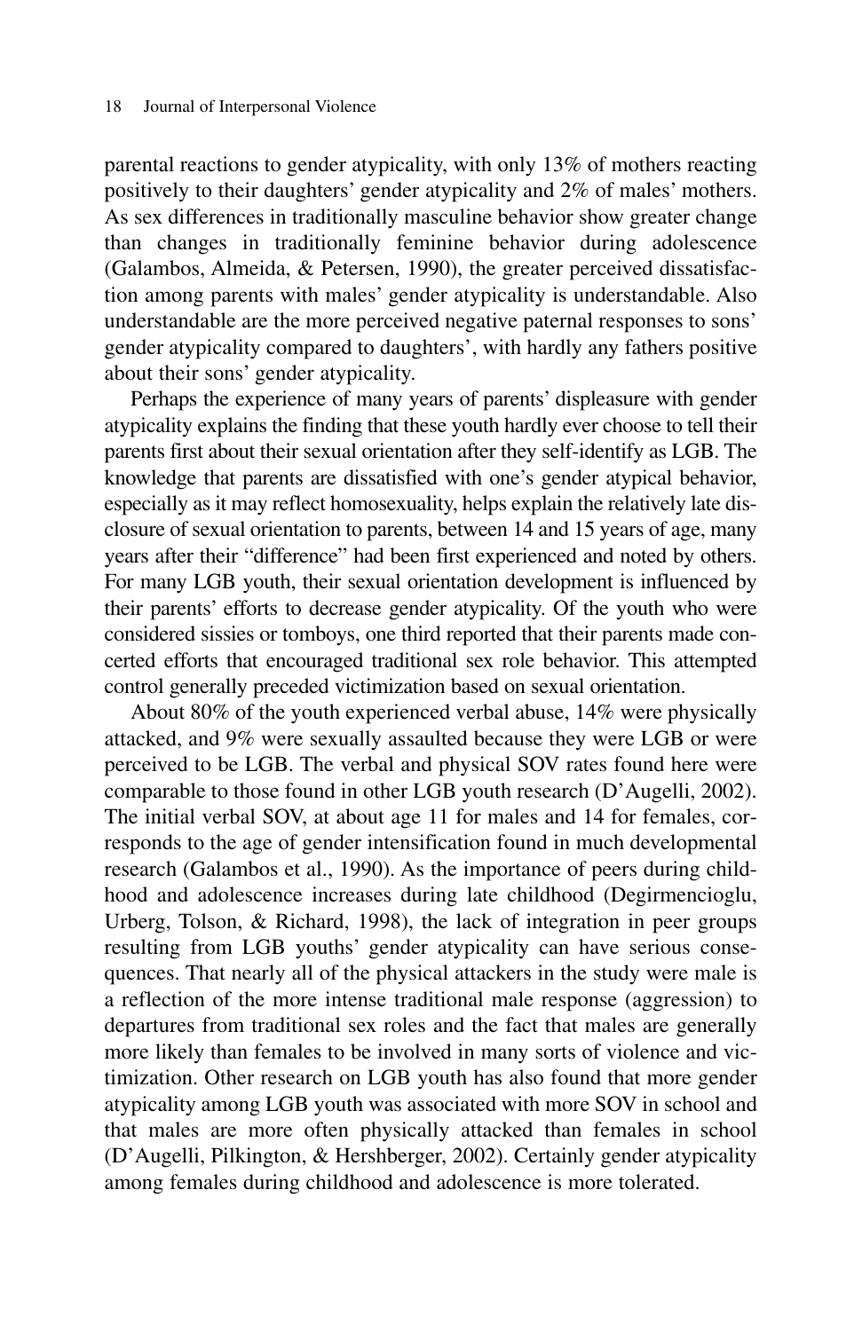parental reactions to gender atypicality, with only 13% of mothers reacting positively to their daughters' gender atypicality and 2% of males' mothers. As sex differences in traditionally masculine behavior show greater change than changes in traditionally feminine behavior during adolescence (Galambos, Almeida, & Petersen, 1990), the greater perceived dissatisfaction among parents with males' gender atypicality is understandable. Also understandable are the more perceived negative paternal responses to sons' gender atypicality compared to daughters', with hardly any fathers positive about their sons' gender atypicality.

Perhaps the experience of many years of parents' displeasure with gender atypicality explains the finding that these youth hardly ever choose to tell their parents first about their sexual orientation after they self-identify as LGB. The knowledge that parents are dissatisfied with one's gender atypical behavior, especially as it may reflect homosexuality, helps explain the relatively late disclosure of sexual orientation to parents, between 14 and 15 years of age, many years after their "difference" had been first experienced and noted by others. For many LGB youth, their sexual orientation development is influenced by their parents' efforts to decrease gender atypicality. Of the youth who were considered sissies or tomboys, one third reported that their parents made concerted efforts that encouraged traditional sex role behavior. This attempted control generally preceded victimization based on sexual orientation.

About 80% of the youth experienced verbal abuse, 14% were physically attacked, and 9% were sexually assaulted because they were LGB or were perceived to be LGB. The verbal and physical SOV rates found here were comparable to those found in other LGB youth research (D'Augelli, 2002). The initial verbal SOV, at about age 11 for males and 14 for females, corresponds to the age of gender intensification found in much developmental research (Galambos et al., 1990). As the importance of peers during childhood and adolescence increases during late childhood (Degirmencioglu, Urberg, Tolson, & Richard, 1998), the lack of integration in peer groups resulting from LGB youths' gender atypicality can have serious consequences. That nearly all of the physical attackers in the study were male is a reflection of the more intense traditional male response (aggression) to departures from traditional sex roles and the fact that males are generally more likely than females to be involved in many sorts of violence and victimization. Other research on LGB youth has also found that more gender atypicality among LGB youth was associated with more SOV in school and that males are more often physically attacked than females in school (D'Augelli, Pilkington, & Hershberger, 2002). Certainly gender atypicality among females during childhood and adolescence is more tolerated.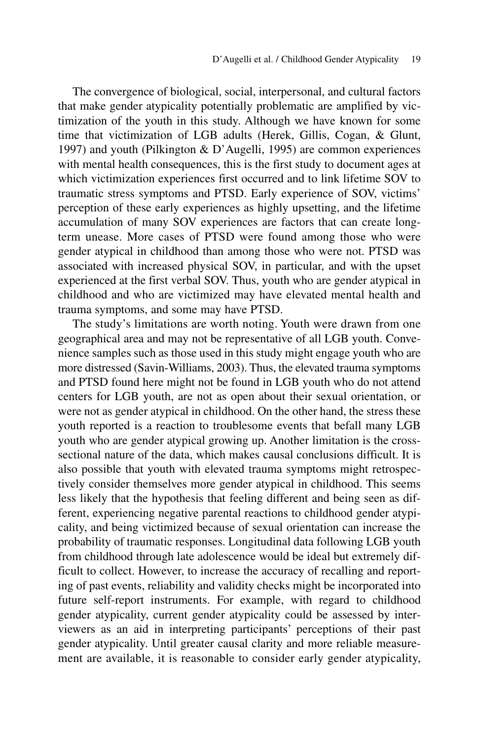The convergence of biological, social, interpersonal, and cultural factors that make gender atypicality potentially problematic are amplified by victimization of the youth in this study. Although we have known for some time that victimization of LGB adults (Herek, Gillis, Cogan, & Glunt, 1997) and youth (Pilkington & D'Augelli, 1995) are common experiences with mental health consequences, this is the first study to document ages at which victimization experiences first occurred and to link lifetime SOV to traumatic stress symptoms and PTSD. Early experience of SOV, victims' perception of these early experiences as highly upsetting, and the lifetime accumulation of many SOV experiences are factors that can create long-term unease. More cases of PTSD were found among those who were gender atypical in childhood than among those who were not. PTSD was associated with increased physical SOV, in particular, and with the upset experienced at the first verbal SOV. Thus, youth who are gender atypical in childhood and who are victimized may have elevated mental health and trauma symptoms, and some may have PTSD.

The study's limitations are worth noting. Youth were drawn from one geographical area and may not be representative of all LGB youth. Convenience samples such as those used in this study might engage youth who are more distressed (Savin-Williams, 2003). Thus, the elevated trauma symptoms and PTSD found here might not be found in LGB youth who do not attend centers for LGB youth, are not as open about their sexual orientation, or were not as gender atypical in childhood. On the other hand, the stress these youth reported is a reaction to troublesome events that befall many LGB youth who are gender atypical growing up. Another limitation is the cross-sectional nature of the data, which makes causal conclusions difficult. It is also possible that youth with elevated trauma symptoms might retrospectively consider themselves more gender atypical in childhood. This seems less likely that the hypothesis that feeling different and being seen as different, experiencing negative parental reactions to childhood gender atypicality, and being victimized because of sexual orientation can increase the probability of traumatic responses. Longitudinal data following LGB youth from childhood through late adolescence would be ideal but extremely difficult to collect. However, to increase the accuracy of recalling and reporting of past events, reliability and validity checks might be incorporated into future self-report instruments. For example, with regard to childhood gender atypicality, current gender atypicality could be assessed by interviewers as an aid in interpreting participants' perceptions of their past gender atypicality. Until greater causal clarity and more reliable measurement are available, it is reasonable to consider early gender atypicality,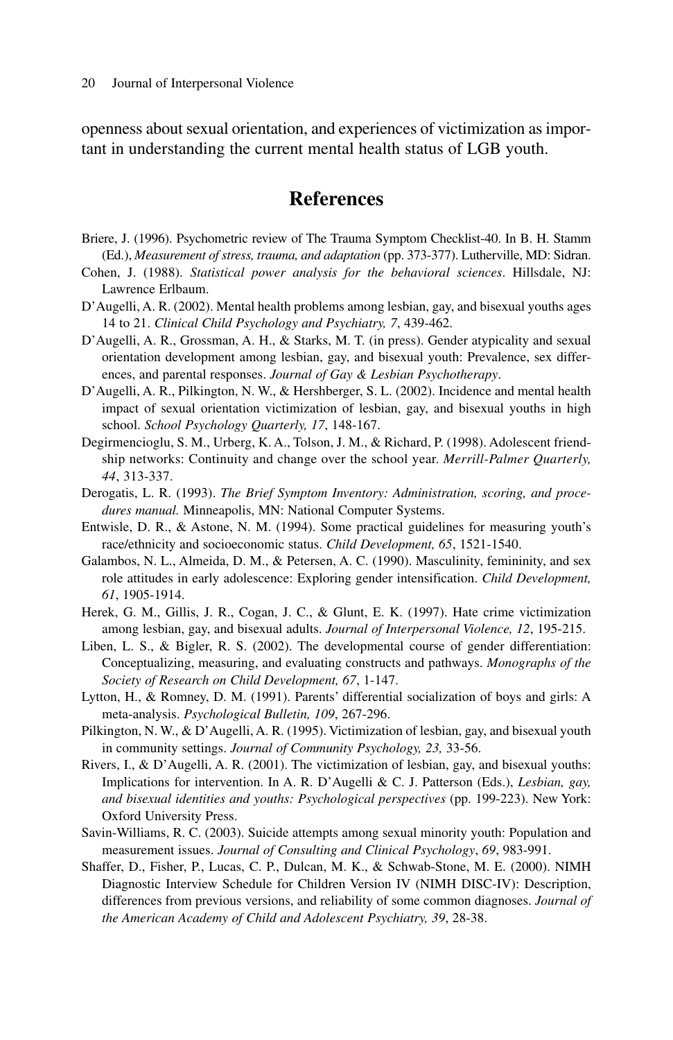openness about sexual orientation, and experiences of victimization as important in understanding the current mental health status of LGB youth.

## References

Briere, J. (1996). Psychometric review of The Trauma Symptom Checklist-40. In B. H. Stamm (Ed.), *Measurement of stress, trauma, and adaptation* (pp. 373-377). Lutherville, MD: Sidran.

Cohen, J. (1988). *Statistical power analysis for the behavioral sciences*. Hillsdale, NJ: Lawrence Erlbaum.

D'Augelli, A. R. (2002). Mental health problems among lesbian, gay, and bisexual youths ages 14 to 21. *Clinical Child Psychology and Psychiatry, 7*, 439-462.

D'Augelli, A. R., Grossman, A. H., & Starks, M. T. (in press). Gender atypicality and sexual orientation development among lesbian, gay, and bisexual youth: Prevalence, sex differences, and parental responses. *Journal of Gay & Lesbian Psychotherapy*.

D'Augelli, A. R., Pilkington, N. W., & Hershberger, S. L. (2002). Incidence and mental health impact of sexual orientation victimization of lesbian, gay, and bisexual youths in high school. *School Psychology Quarterly, 17*, 148-167.

Degirmencioglu, S. M., Urberg, K. A., Tolson, J. M., & Richard, P. (1998). Adolescent friendship networks: Continuity and change over the school year. *Merrill-Palmer Quarterly, 44*, 313-337.

Derogatis, L. R. (1993). *The Brief Symptom Inventory: Administration, scoring, and procedures manual.* Minneapolis, MN: National Computer Systems.

Entwisle, D. R., & Astone, N. M. (1994). Some practical guidelines for measuring youth's race/ethnicity and socioeconomic status. *Child Development, 65*, 1521-1540.

Galambos, N. L., Almeida, D. M., & Petersen, A. C. (1990). Masculinity, femininity, and sex role attitudes in early adolescence: Exploring gender intensification. *Child Development, 61*, 1905-1914.

Herek, G. M., Gillis, J. R., Cogan, J. C., & Glunt, E. K. (1997). Hate crime victimization among lesbian, gay, and bisexual adults. *Journal of Interpersonal Violence, 12*, 195-215.

Liben, L. S., & Bigler, R. S. (2002). The developmental course of gender differentiation: Conceptualizing, measuring, and evaluating constructs and pathways. *Monographs of the Society of Research on Child Development, 67*, 1-147.

Lytton, H., & Romney, D. M. (1991). Parents' differential socialization of boys and girls: A meta-analysis. *Psychological Bulletin, 109*, 267-296.

Pilkington, N. W., & D'Augelli, A. R. (1995). Victimization of lesbian, gay, and bisexual youth in community settings. *Journal of Community Psychology, 23,* 33-56.

Rivers, I., & D'Augelli, A. R. (2001). The victimization of lesbian, gay, and bisexual youths: Implications for intervention. In A. R. D'Augelli & C. J. Patterson (Eds.), *Lesbian, gay, and bisexual identities and youths: Psychological perspectives* (pp. 199-223). New York: Oxford University Press.

Savin-Williams, R. C. (2003). Suicide attempts among sexual minority youth: Population and measurement issues. *Journal of Consulting and Clinical Psychology*, *69*, 983-991.

Shaffer, D., Fisher, P., Lucas, C. P., Dulcan, M. K., & Schwab-Stone, M. E. (2000). NIMH Diagnostic Interview Schedule for Children Version IV (NIMH DISC-IV): Description, differences from previous versions, and reliability of some common diagnoses. *Journal of the American Academy of Child and Adolescent Psychiatry, 39*, 28-38.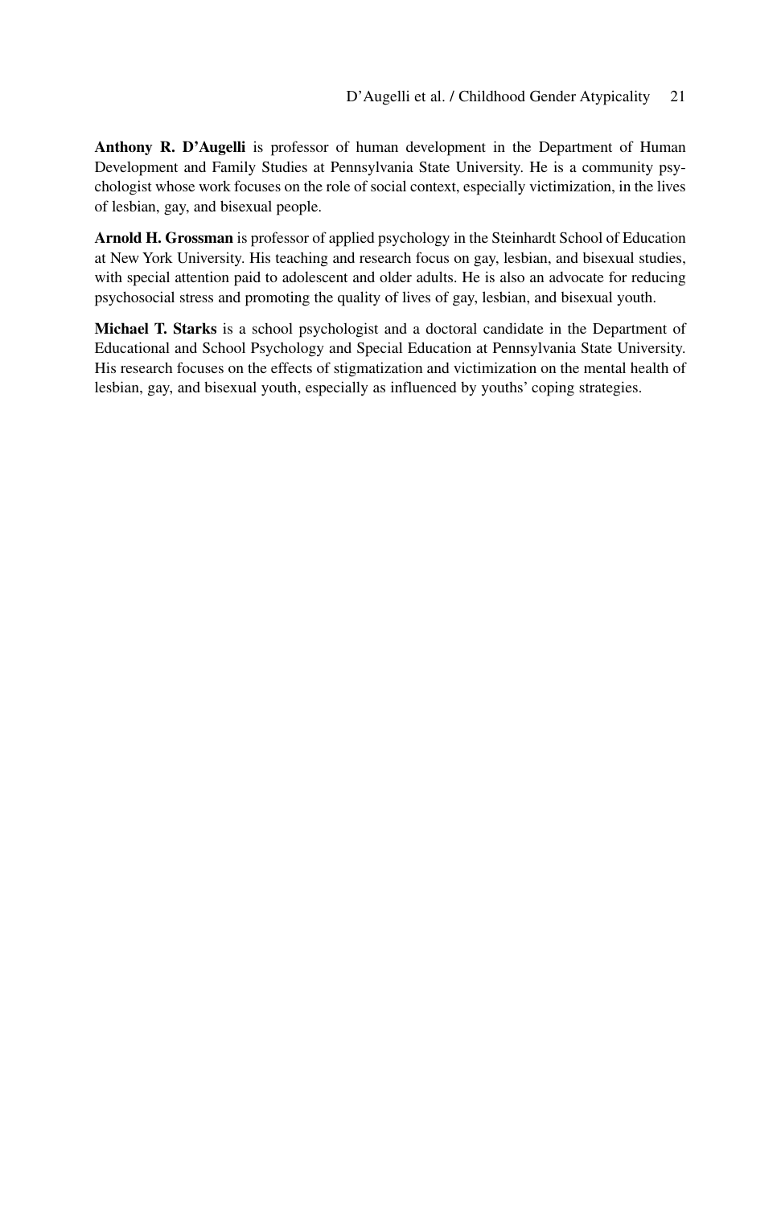**Anthony R. D'Augelli** is professor of human development in the Department of Human Development and Family Studies at Pennsylvania State University. He is a community psychologist whose work focuses on the role of social context, especially victimization, in the lives of lesbian, gay, and bisexual people.

**Arnold H. Grossman** is professor of applied psychology in the Steinhardt School of Education at New York University. His teaching and research focus on gay, lesbian, and bisexual studies, with special attention paid to adolescent and older adults. He is also an advocate for reducing psychosocial stress and promoting the quality of lives of gay, lesbian, and bisexual youth.

**Michael T. Starks** is a school psychologist and a doctoral candidate in the Department of Educational and School Psychology and Special Education at Pennsylvania State University. His research focuses on the effects of stigmatization and victimization on the mental health of lesbian, gay, and bisexual youth, especially as influenced by youths' coping strategies.